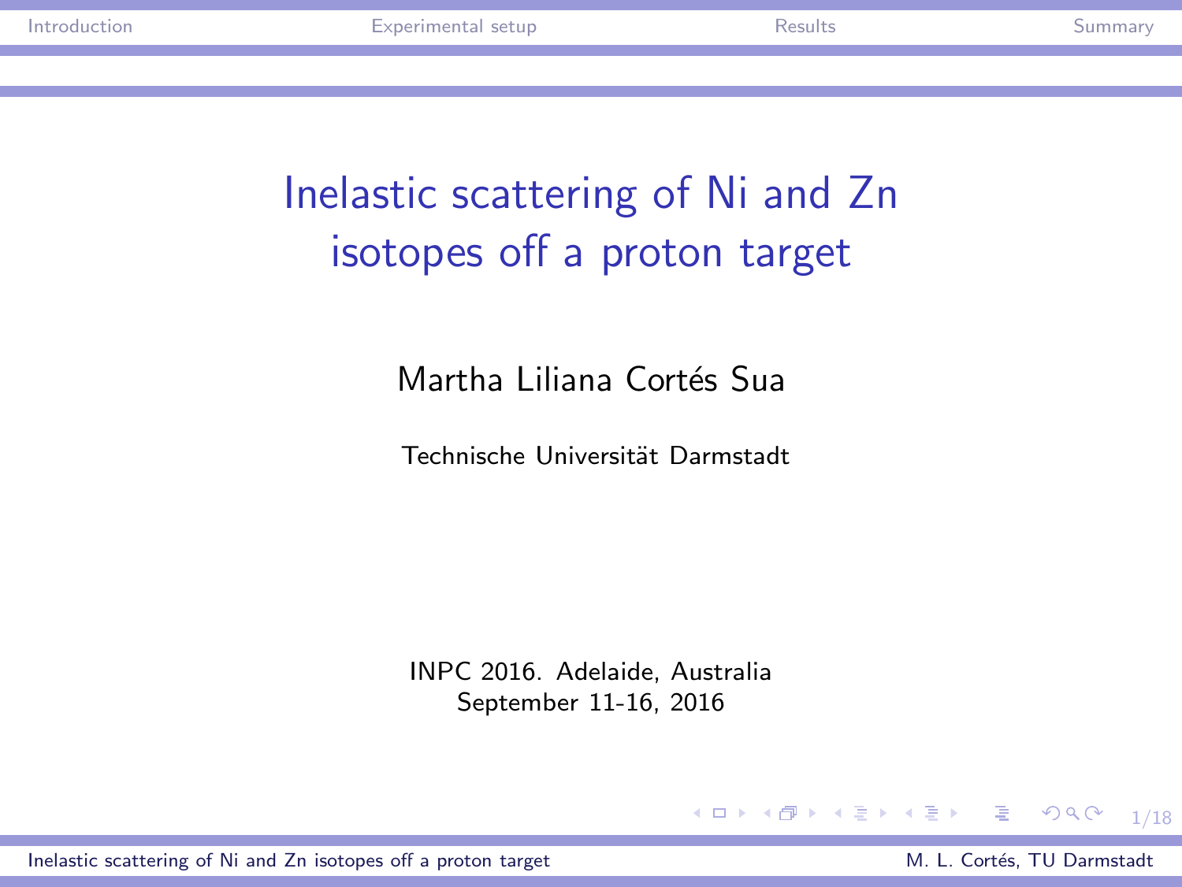# Inelastic scattering of Ni and Zn isotopes off a proton target

Martha Liliana Cortés Sua

Technische Universität Darmstadt

INPC 2016. Adelaide, Australia
September 11-16, 2016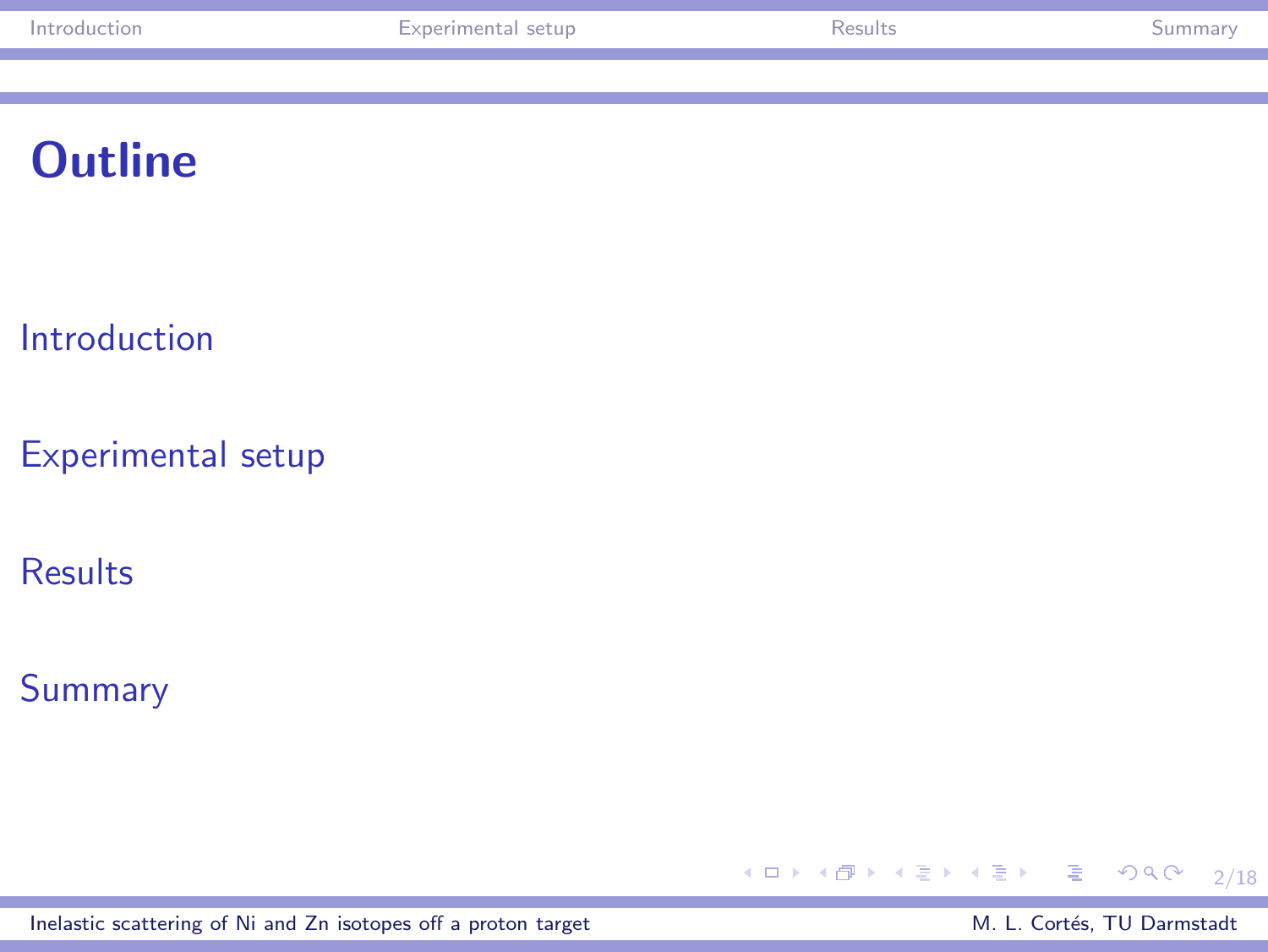# Outline

- Introduction
- Experimental setup
- Results
- Summary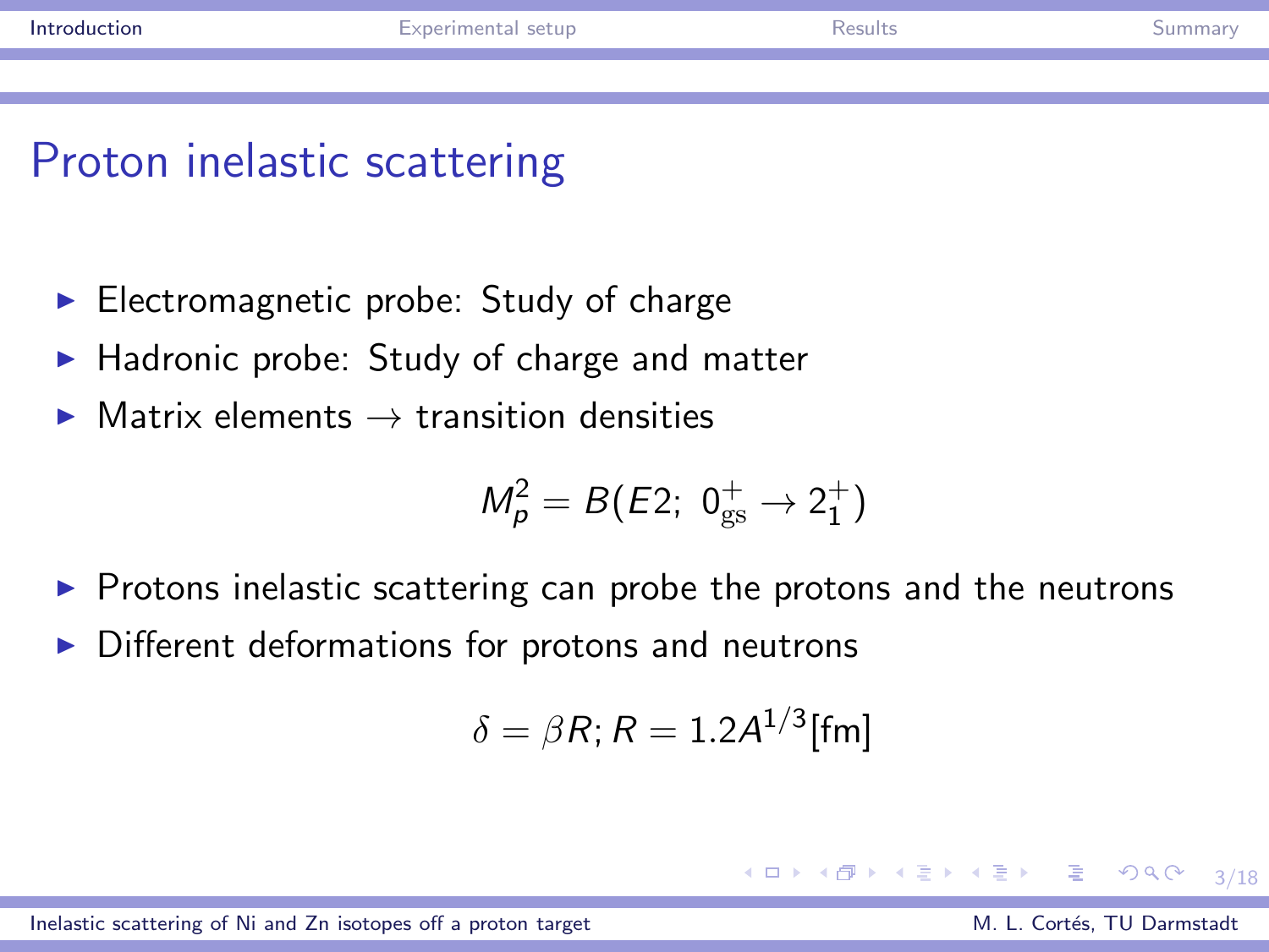# Proton inelastic scattering

- Electromagnetic probe: Study of charge
- Hadronic probe: Study of charge and matter
- Matrix elements → transition densities

$$M_p^2 = B(E2;\ 0^+_{\mathrm{gs}} \to 2^+_1)$$

- Protons inelastic scattering can probe the protons and the neutrons
- Different deformations for protons and neutrons

$$\delta = \beta R; R = 1.2A^{1/3}[\mathrm{fm}]$$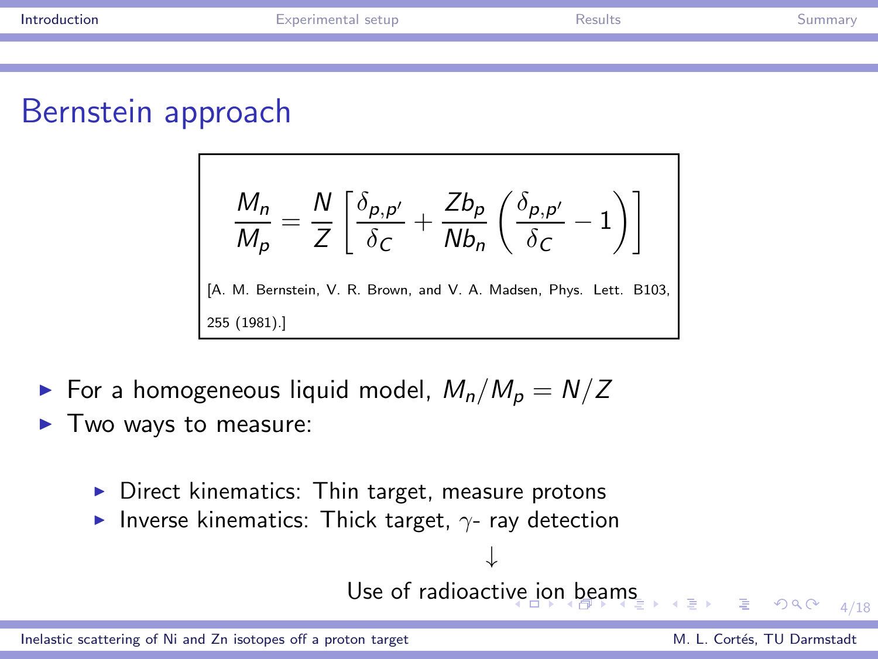# Bernstein approach

$$\frac{M_n}{M_p} = \frac{N}{Z}\left[\frac{\delta_{p,p'}}{\delta_C} + \frac{Zb_p}{Nb_n}\left(\frac{\delta_{p,p'}}{\delta_C} - 1\right)\right]$$

[A. M. Bernstein, V. R. Brown, and V. A. Madsen, Phys. Lett. B103, 255 (1981).]

- For a homogeneous liquid model, $M_n/M_p = N/Z$
- Two ways to measure:
  - Direct kinematics: Thin target, measure protons
  - Inverse kinematics: Thick target, $\gamma$- ray detection

$\downarrow$

Use of radioactive ion beams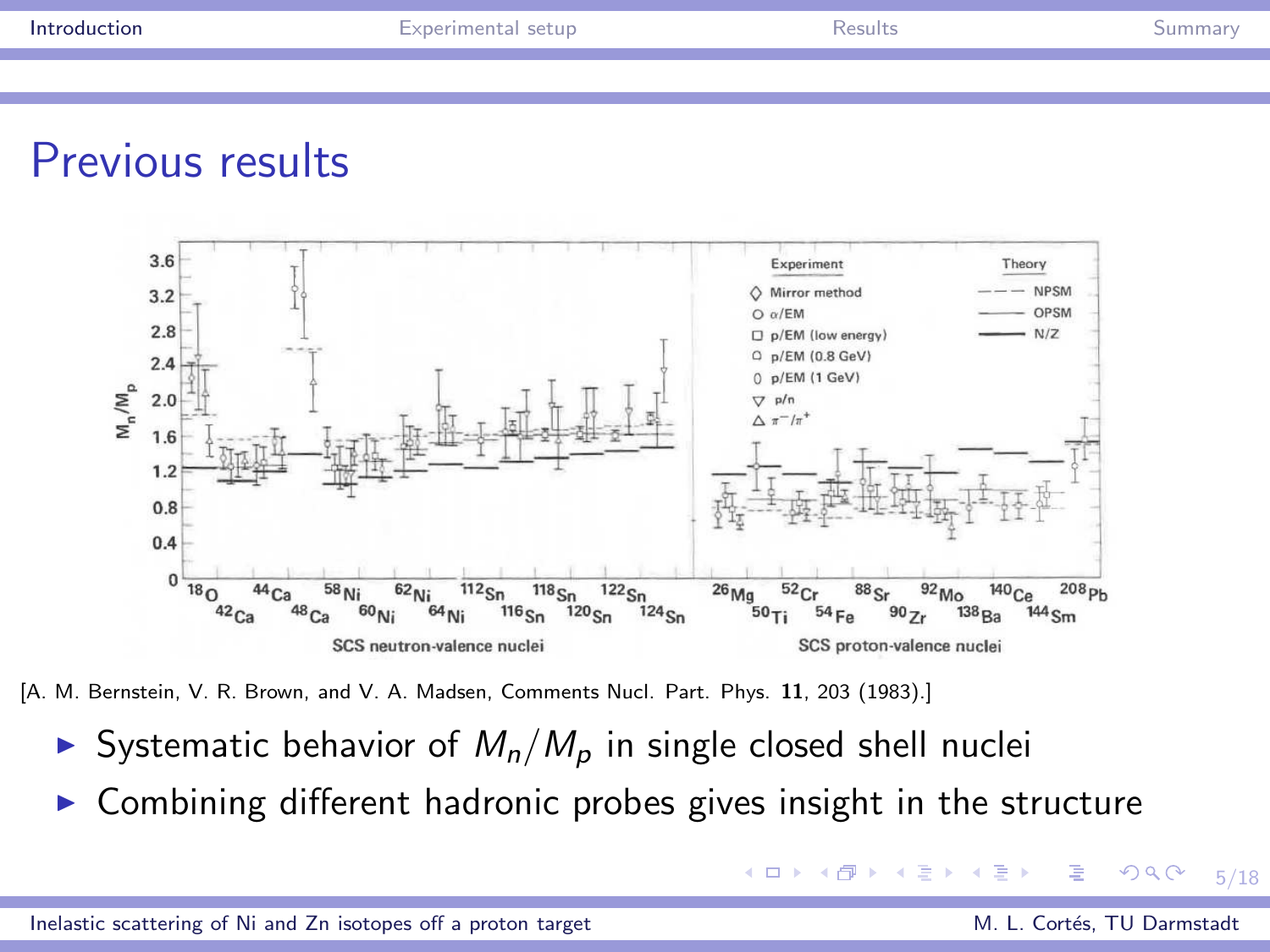## Previous results

[A. M. Bernstein, V. R. Brown, and V. A. Madsen, Comments Nucl. Part. Phys. **11**, 203 (1983).]

- Systematic behavior of $M_n/M_p$ in single closed shell nuclei
- Combining different hadronic probes gives insight in the structure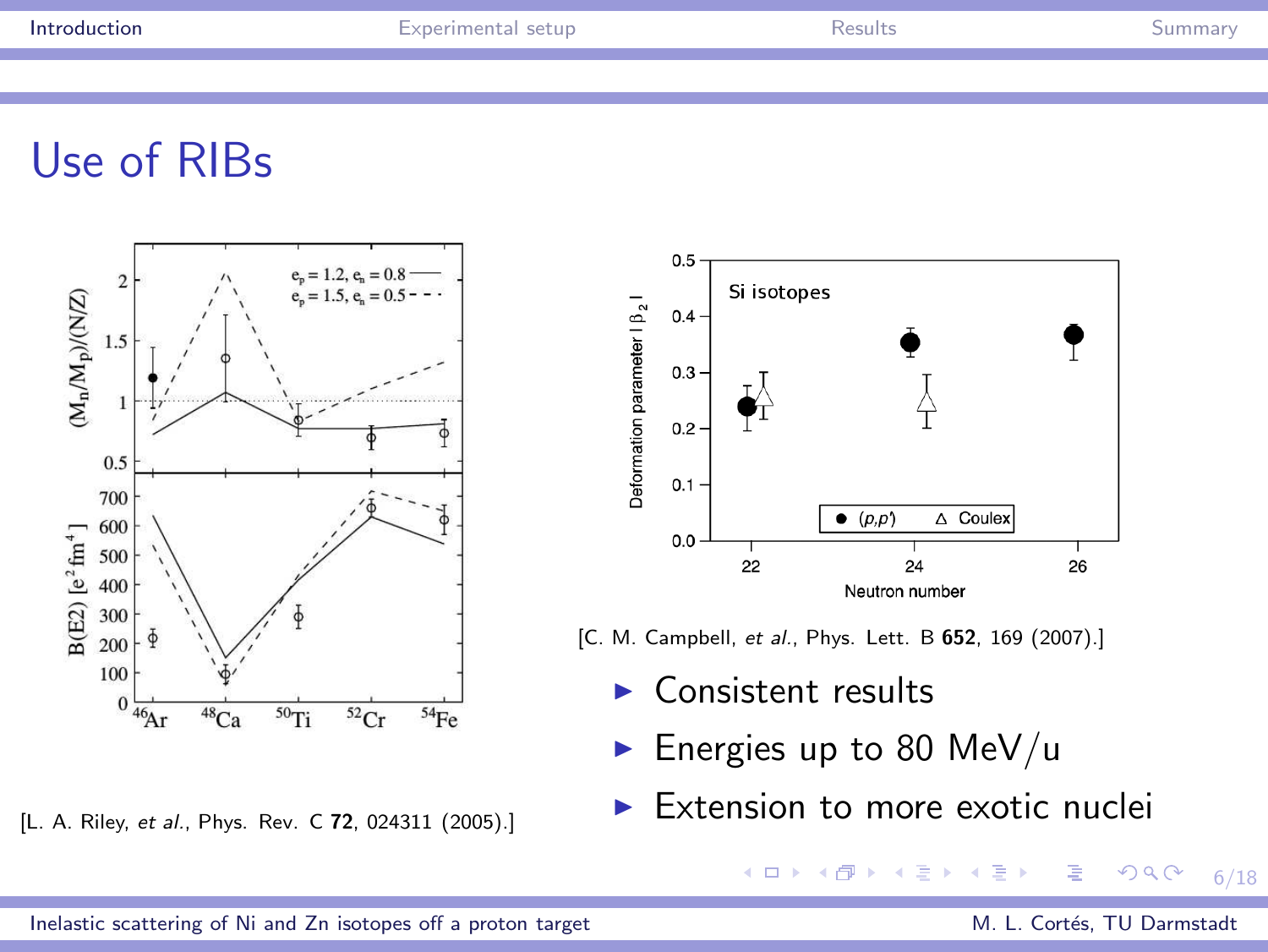# Use of RIBs

[L. A. Riley, *et al.*, Phys. Rev. C **72**, 024311 (2005).]

[C. M. Campbell, *et al.*, Phys. Lett. B **652**, 169 (2007).]

- Consistent results
- Energies up to 80 MeV/u
- Extension to more exotic nuclei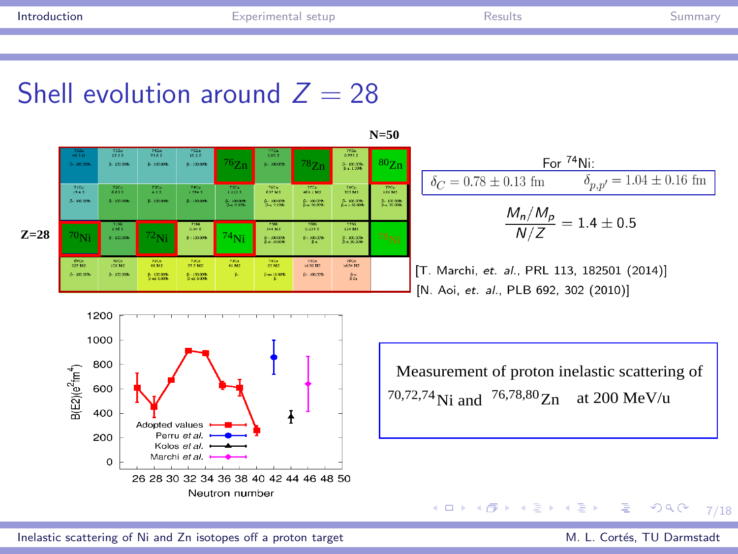# Shell evolution around $Z = 28$

For $^{74}$Ni:

$\delta_C = 0.78 \pm 0.13$ fm $\quad \delta_{p,p'} = 1.04 \pm 0.16$ fm

$$\frac{M_n/M_p}{N/Z} = 1.4 \pm 0.5$$

[T. Marchi, *et. al.*, PRL 113, 182501 (2014)]

[N. Aoi, *et. al.*, PLB 692, 302 (2010)]

Measurement of proton inelastic scattering of $^{70,72,74}$Ni and $^{76,78,80}$Zn at 200 MeV/u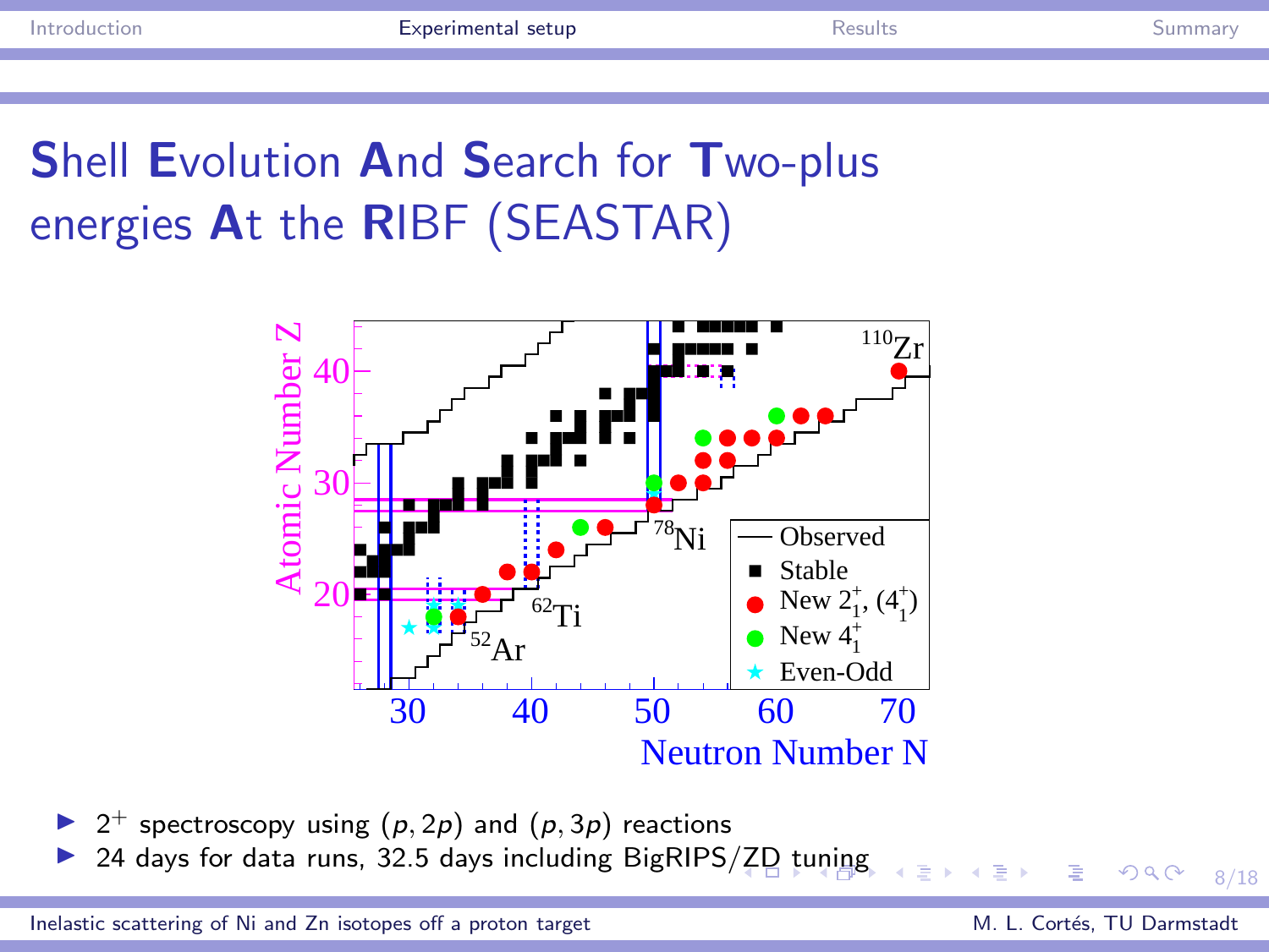# Shell Evolution And Search for Two-plus energies At the RIBF (SEASTAR)

- $2^+$ spectroscopy using $(p,2p)$ and $(p,3p)$ reactions
- 24 days for data runs, 32.5 days including BigRIPS/ZD tuning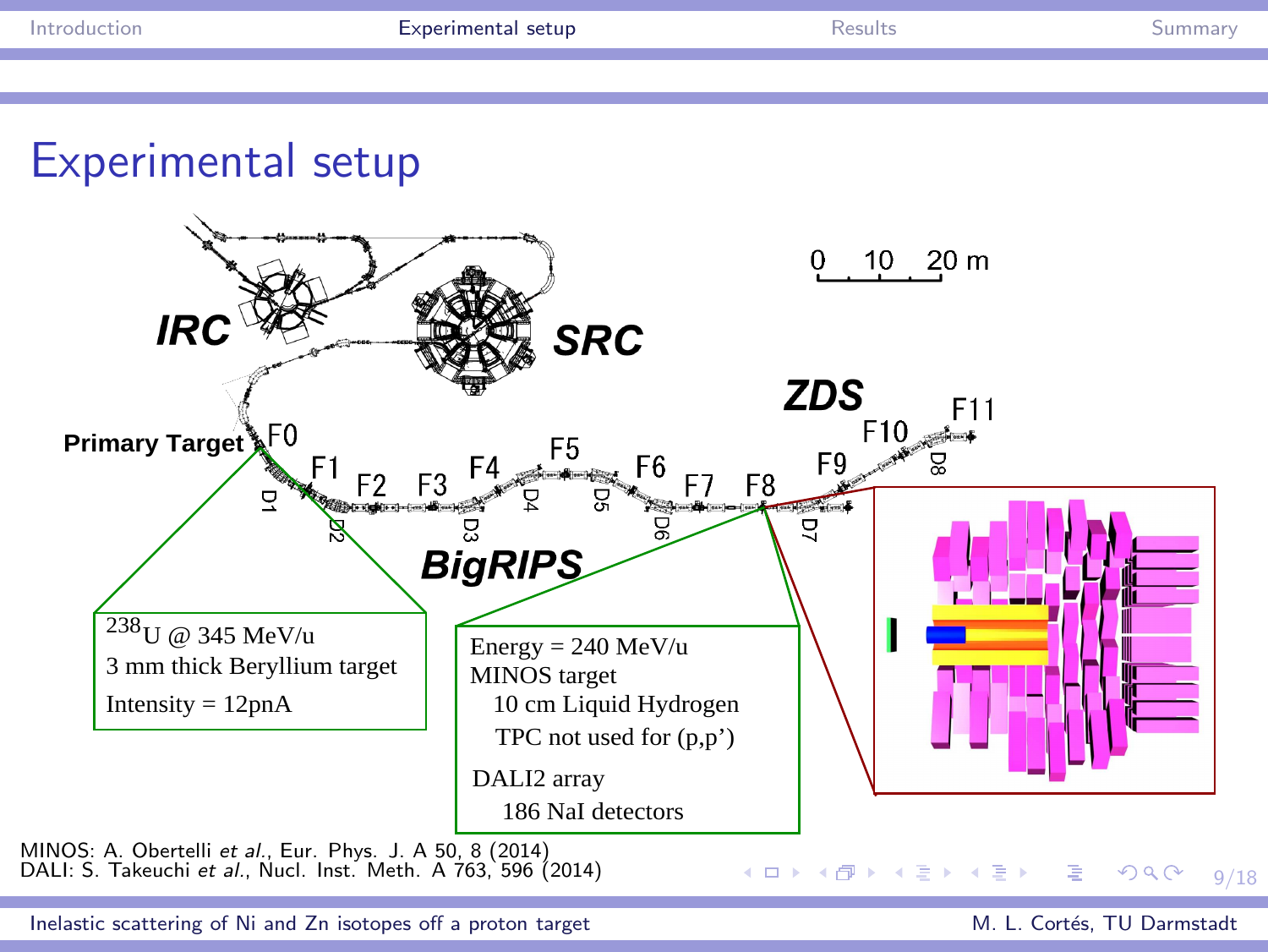# Experimental setup

IRC SRC ZDS

Primary Target F0 F1 F2 F3 F4 F5 F6 F7 F8 F9 F10 F11

D1 D2 D3 D4 D5 D6 D7 D8

BigRIPS

0 10 20 m

$^{238}$U @ 345 MeV/u
3 mm thick Beryllium target
Intensity = 12pnA

Energy = 240 MeV/u
MINOS target
10 cm Liquid Hydrogen
TPC not used for (p,p')
DALI2 array
186 NaI detectors

MINOS: A. Obertelli *et al.*, Eur. Phys. J. A 50, 8 (2014)
DALI: S. Takeuchi *et al.*, Nucl. Inst. Meth. A 763, 596 (2014)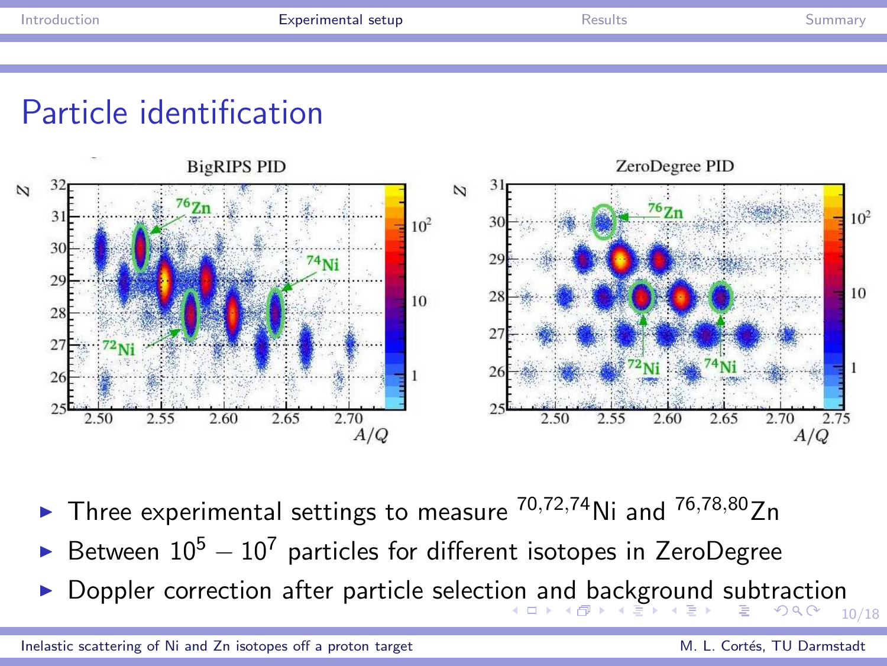# Particle identification

- Three experimental settings to measure $^{70,72,74}$Ni and $^{76,78,80}$Zn
- Between $10^5 - 10^7$ particles for different isotopes in ZeroDegree
- Doppler correction after particle selection and background subtraction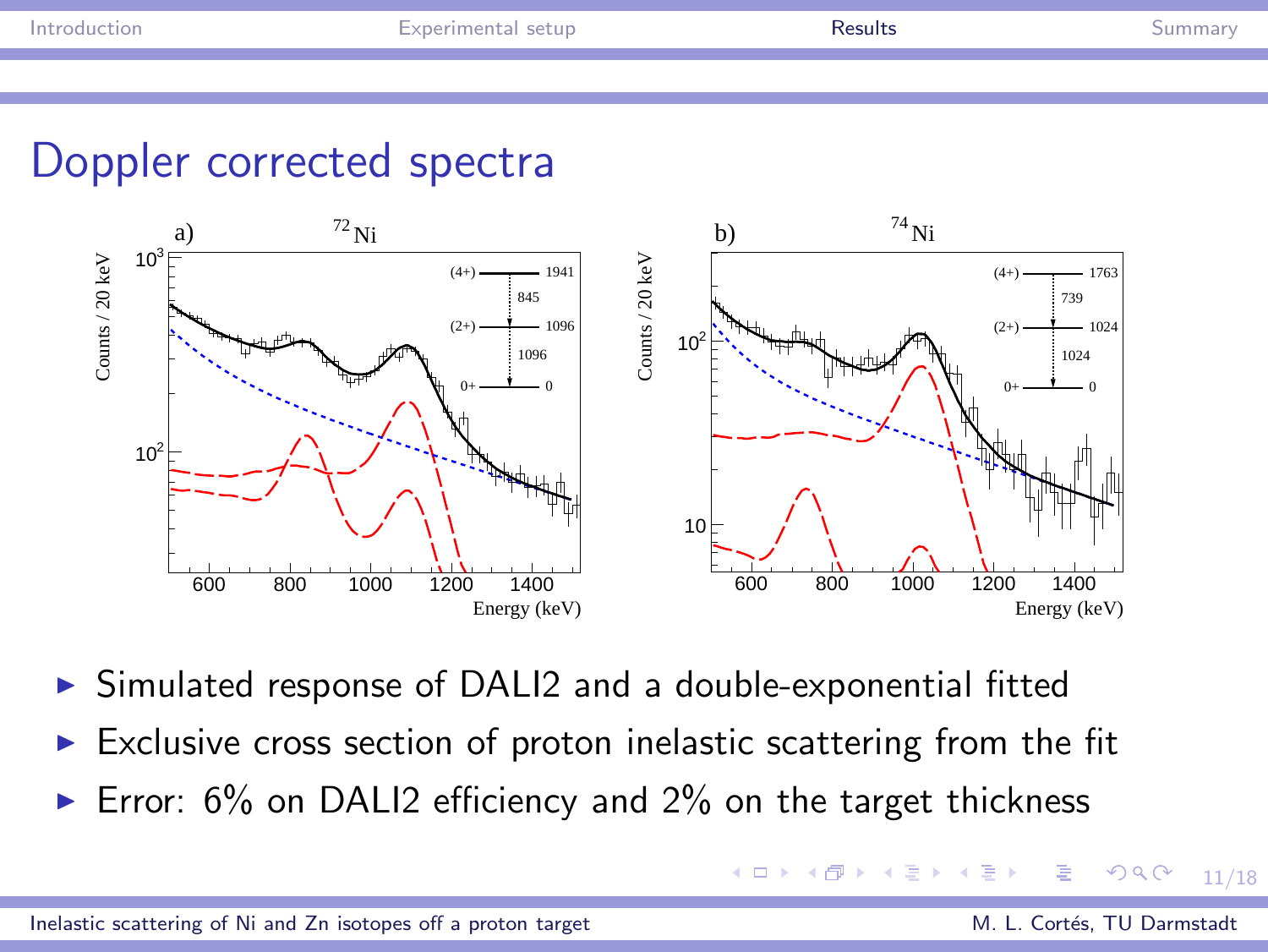# Doppler corrected spectra

- Simulated response of DALI2 and a double-exponential fitted
- Exclusive cross section of proton inelastic scattering from the fit
- Error: 6% on DALI2 efficiency and 2% on the target thickness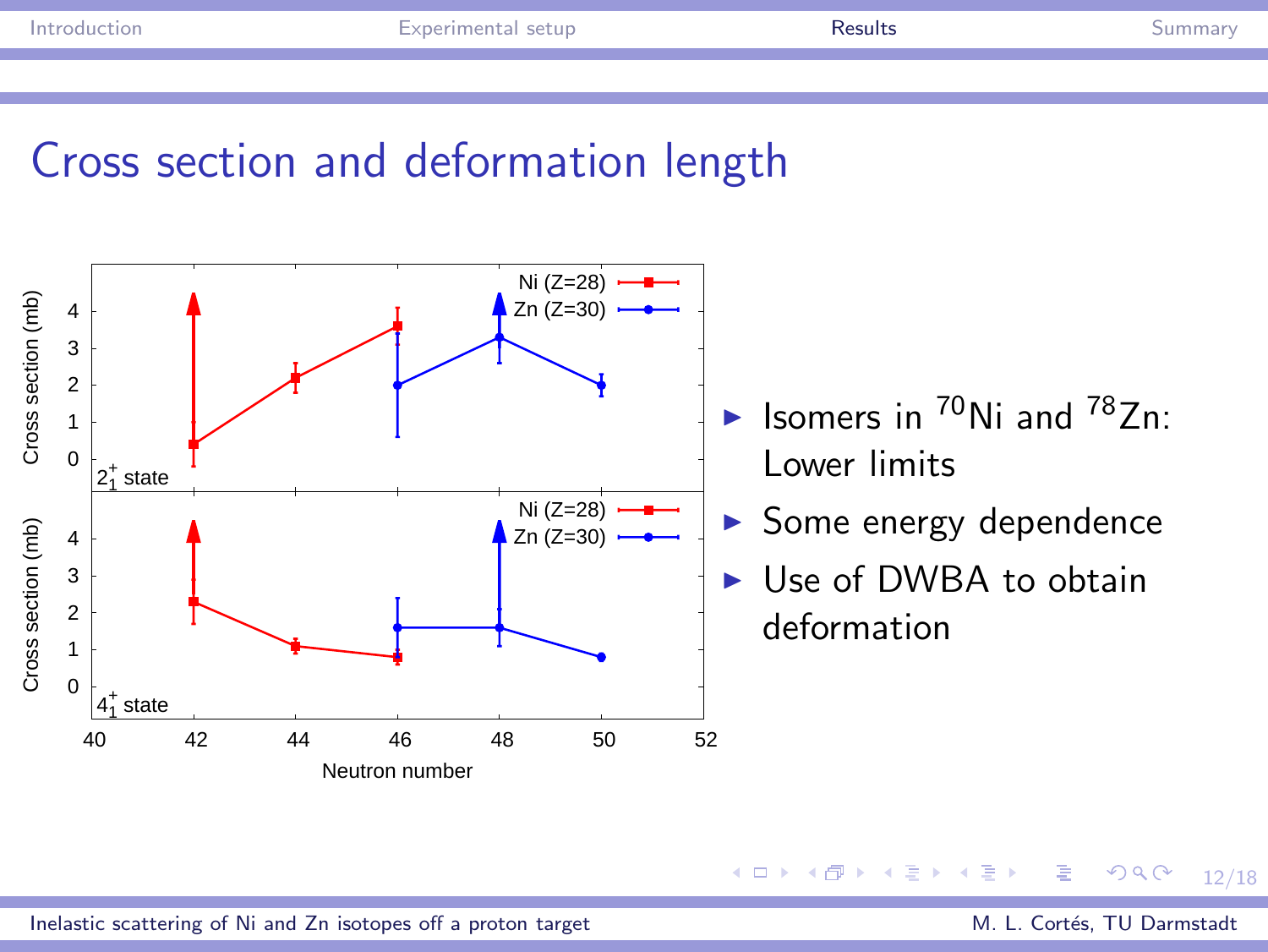# Cross section and deformation length

- Isomers in $^{70}$Ni and $^{78}$Zn: Lower limits
- Some energy dependence
- Use of DWBA to obtain deformation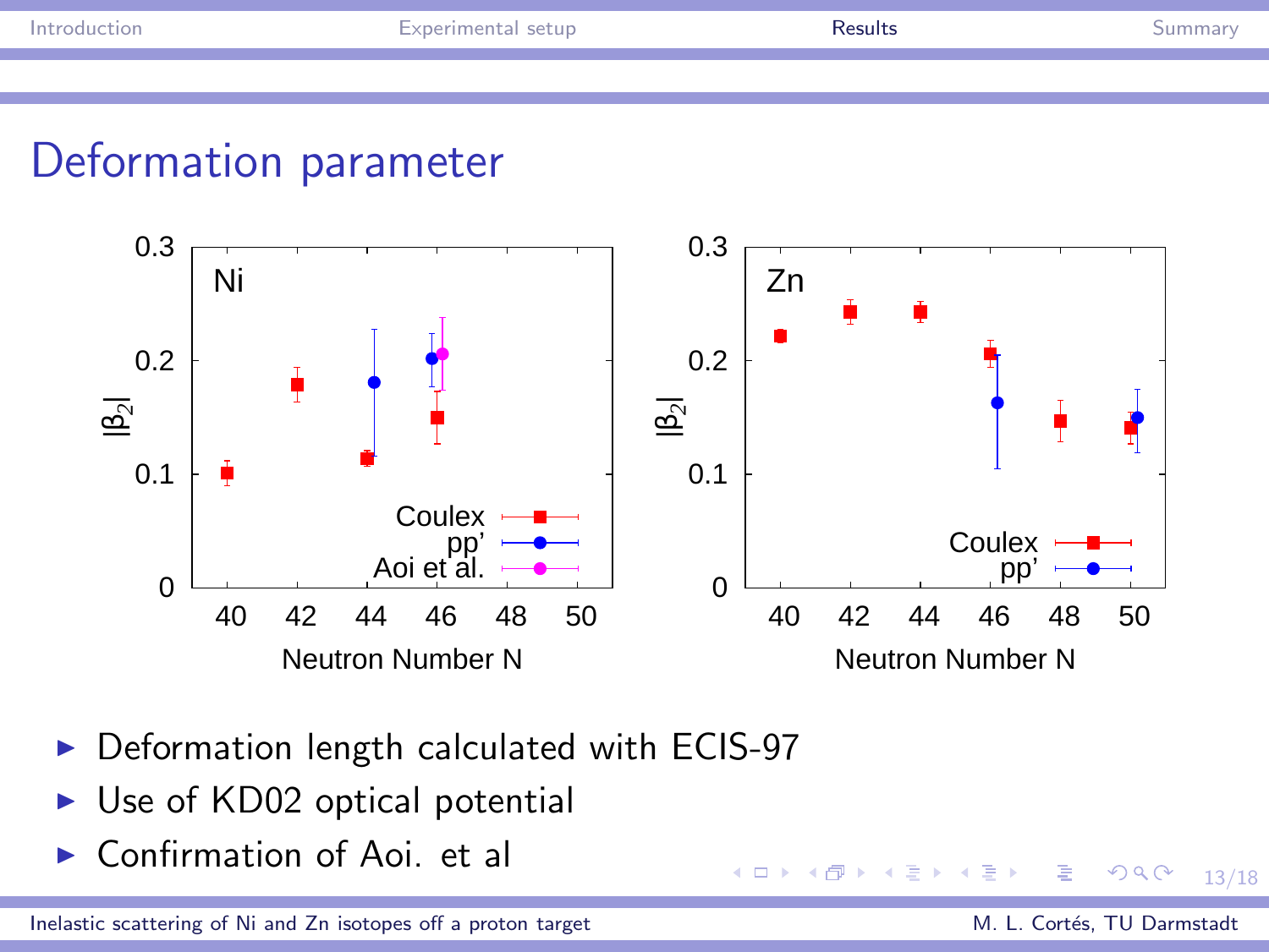# Deformation parameter

- Deformation length calculated with ECIS-97
- Use of KD02 optical potential
- Confirmation of Aoi. et al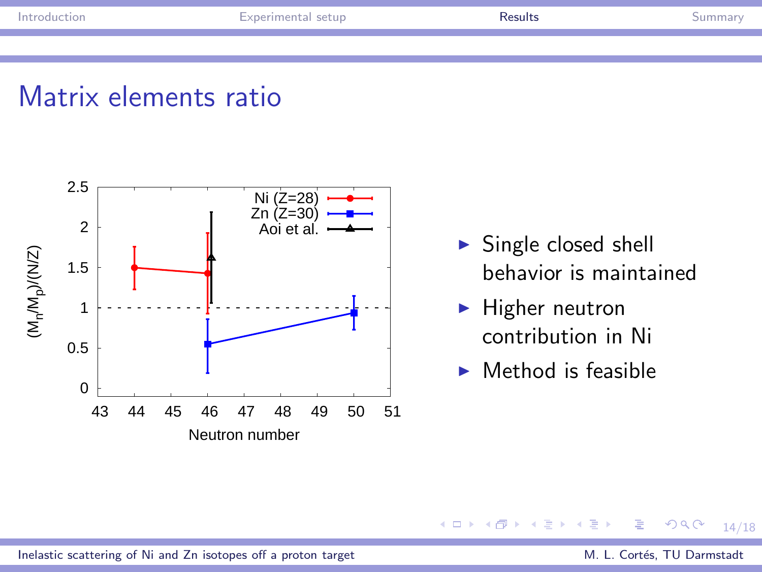## Matrix elements ratio

- Single closed shell behavior is maintained
- Higher neutron contribution in Ni
- Method is feasible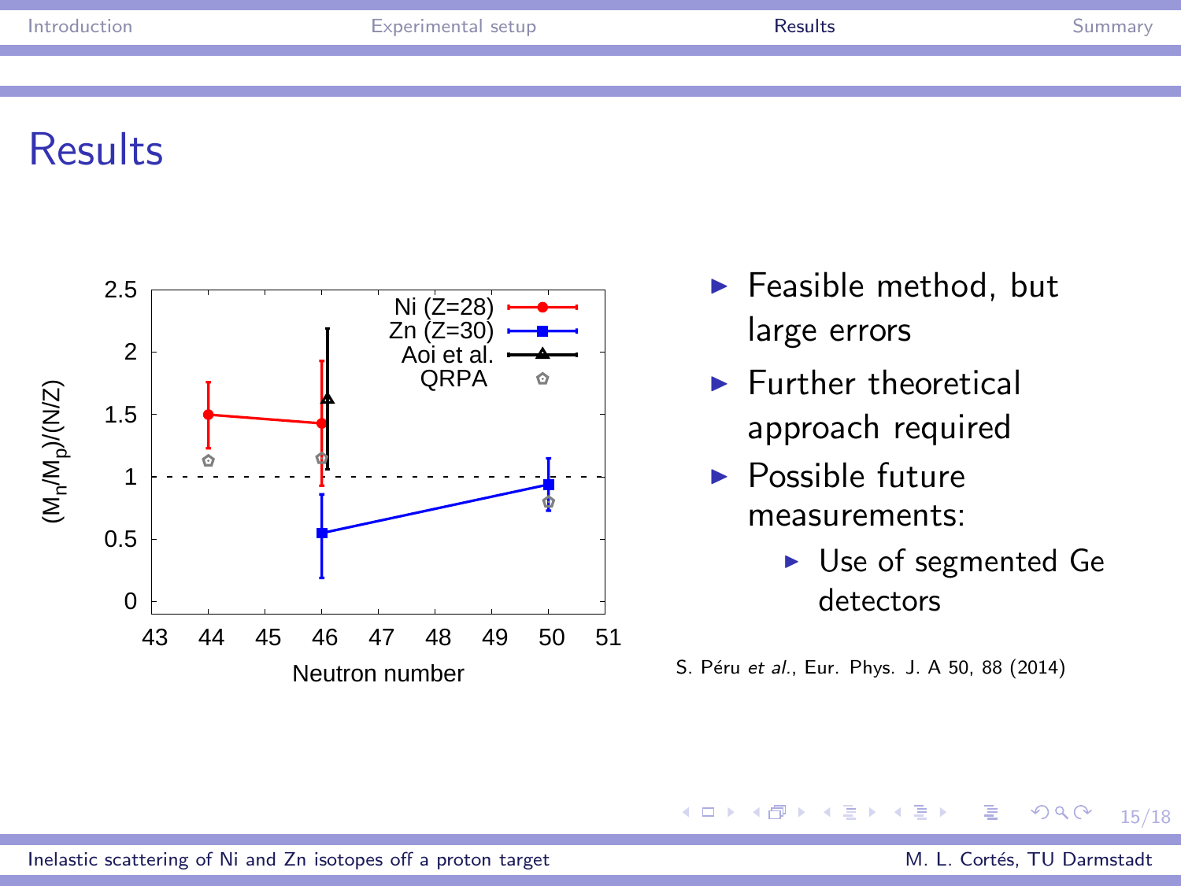# Results

- Feasible method, but large errors
- Further theoretical approach required
- Possible future measurements:
  - Use of segmented Ge detectors

S. Péru *et al.*, Eur. Phys. J. A 50, 88 (2014)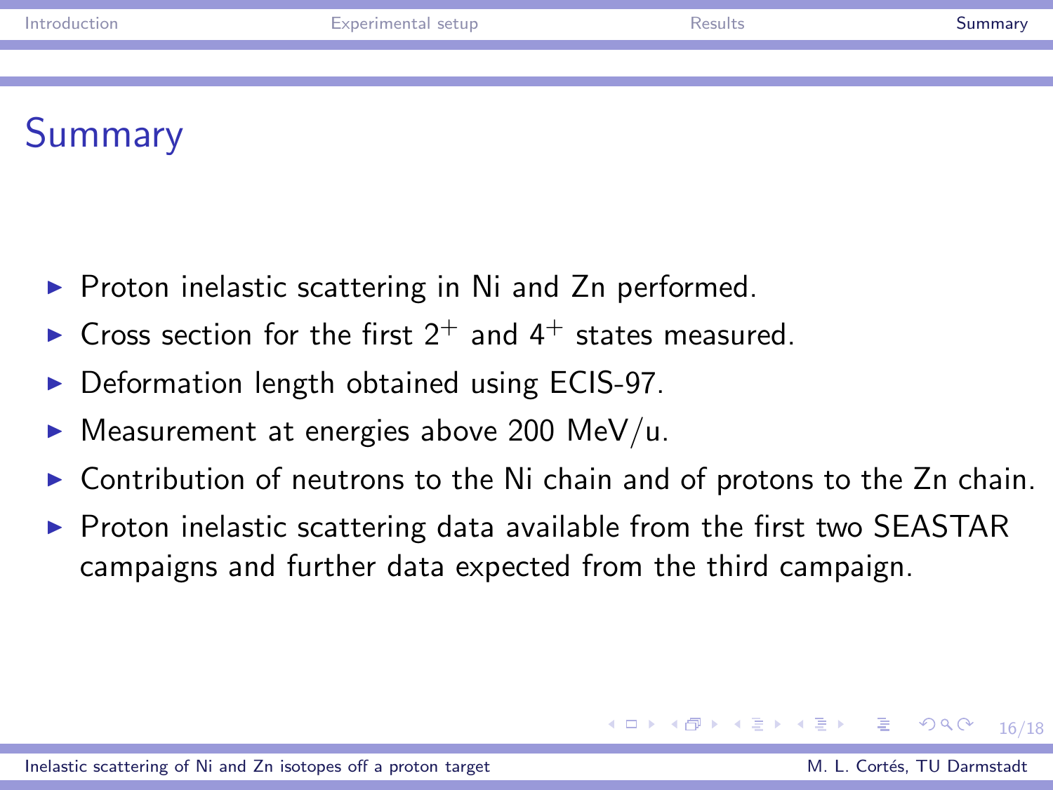# Summary

- Proton inelastic scattering in Ni and Zn performed.
- Cross section for the first $2^+$ and $4^+$ states measured.
- Deformation length obtained using ECIS-97.
- Measurement at energies above 200 MeV/u.
- Contribution of neutrons to the Ni chain and of protons to the Zn chain.
- Proton inelastic scattering data available from the first two SEASTAR campaigns and further data expected from the third campaign.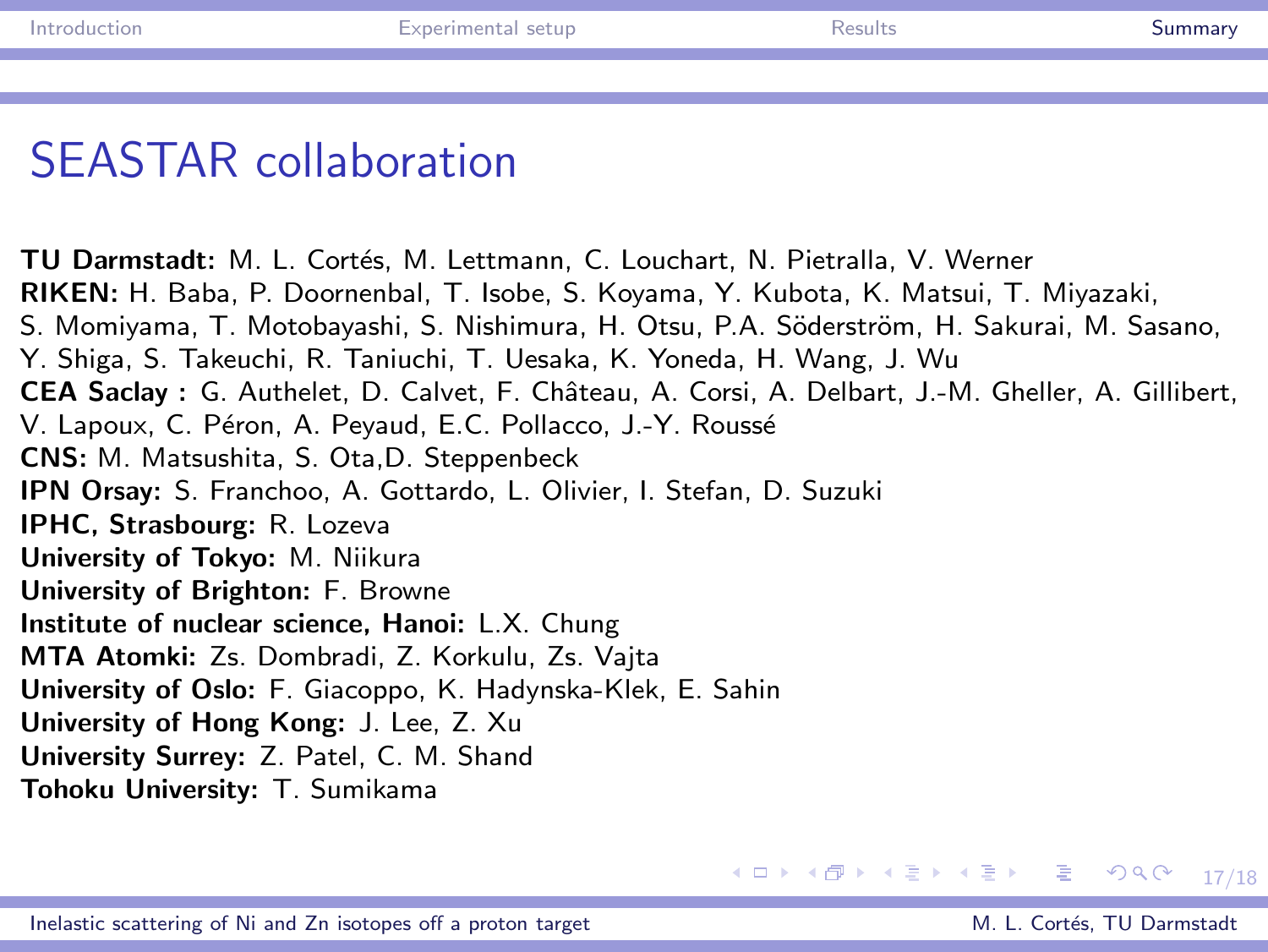# SEASTAR collaboration

**TU Darmstadt:** M. L. Cortés, M. Lettmann, C. Louchart, N. Pietralla, V. Werner
**RIKEN:** H. Baba, P. Doornenbal, T. Isobe, S. Koyama, Y. Kubota, K. Matsui, T. Miyazaki, S. Momiyama, T. Motobayashi, S. Nishimura, H. Otsu, P.A. Söderström, H. Sakurai, M. Sasano, Y. Shiga, S. Takeuchi, R. Taniuchi, T. Uesaka, K. Yoneda, H. Wang, J. Wu
**CEA Saclay :** G. Authelet, D. Calvet, F. Château, A. Corsi, A. Delbart, J.-M. Gheller, A. Gillibert, V. Lapoux, C. Péron, A. Peyaud, E.C. Pollacco, J.-Y. Roussé
**CNS:** M. Matsushita, S. Ota,D. Steppenbeck
**IPN Orsay:** S. Franchoo, A. Gottardo, L. Olivier, I. Stefan, D. Suzuki
**IPHC, Strasbourg:** R. Lozeva
**University of Tokyo:** M. Niikura
**University of Brighton:** F. Browne
**Institute of nuclear science, Hanoi:** L.X. Chung
**MTA Atomki:** Zs. Dombradi, Z. Korkulu, Zs. Vajta
**University of Oslo:** F. Giacoppo, K. Hadynska-Klek, E. Sahin
**University of Hong Kong:** J. Lee, Z. Xu
**University Surrey:** Z. Patel, C. M. Shand
**Tohoku University:** T. Sumikama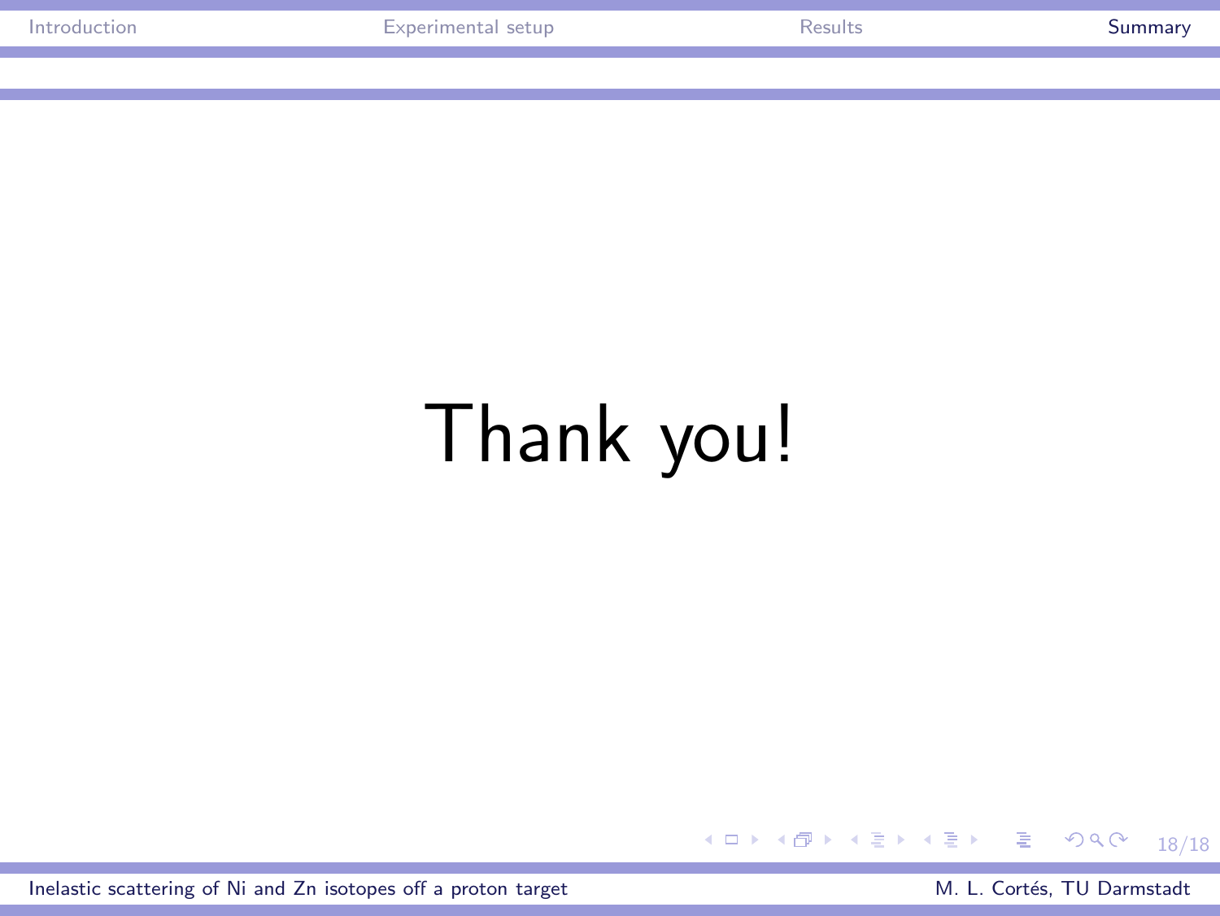Thank you!